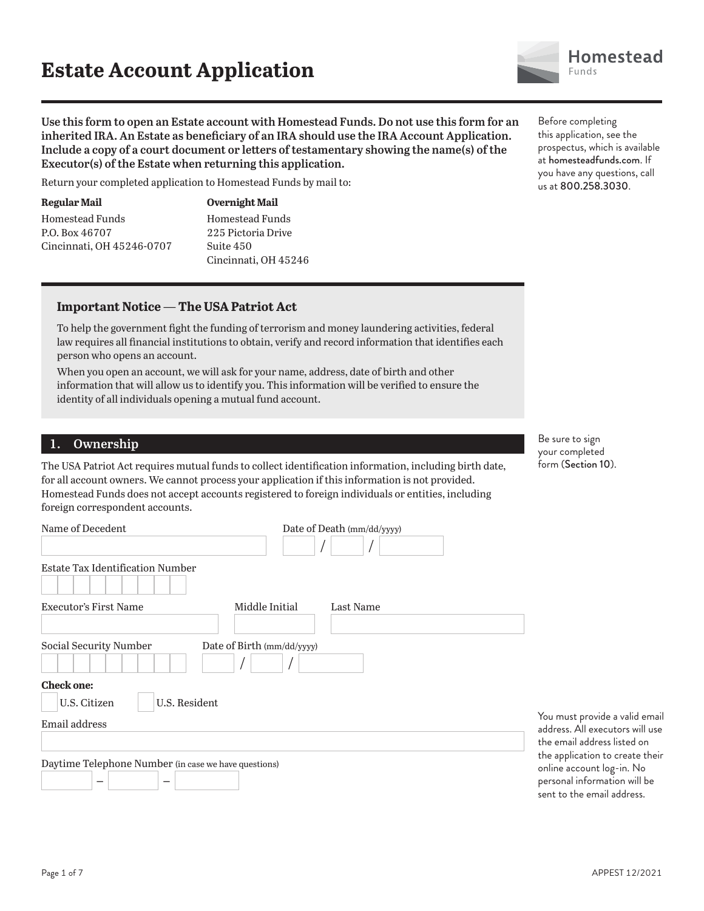# Estate Account Application

Homestead Funds

**Use this form to open an Estate account with Homestead Funds. Do not use this form for an inherited IRA. An Estate as beneficiary of an IRA should use the IRA Account Application. Include a copy of a court document or letters of testamentary showing the name(s) of the Executor(s) of the Estate when returning this application.**

Return your completed application to Homestead Funds by mail to:

**Regular Mail**
Homestead Funds
P.O. Box 46707
Cincinnati, OH 45246-0707

**Overnight Mail**
Homestead Funds
225 Pictoria Drive
Suite 450
Cincinnati, OH 45246

Before completing this application, see the prospectus, which is available at homesteadfunds.com. If you have any questions, call us at 800.258.3030.

### Important Notice — The USA Patriot Act

To help the government fight the funding of terrorism and money laundering activities, federal law requires all financial institutions to obtain, verify and record information that identifies each person who opens an account.

When you open an account, we will ask for your name, address, date of birth and other information that will allow us to identify you. This information will be verified to ensure the identity of all individuals opening a mutual fund account.

## 1. Ownership

Be sure to sign your completed form (Section 10).

The USA Patriot Act requires mutual funds to collect identification information, including birth date, for all account owners. We cannot process your application if this information is not provided. Homestead Funds does not accept accounts registered to foreign individuals or entities, including foreign correspondent accounts.

Name of Decedent ____________________ Date of Death (mm/dd/yyyy) ____ / ____ / ________

Estate Tax Identification Number ____________________

Executor's First Name ____________________ Middle Initial ______ Last Name ____________________

Social Security Number ____________________ Date of Birth (mm/dd/yyyy) ____ / ____ / ________

**Check one:**

☐ U.S. Citizen ☐ U.S. Resident

Email address ____________________

You must provide a valid email address. All executors will use the email address listed on the application to create their online account log-in. No personal information will be sent to the email address.

Daytime Telephone Number (in case we have questions) ______ – ______ – ______

APPEST 12/2021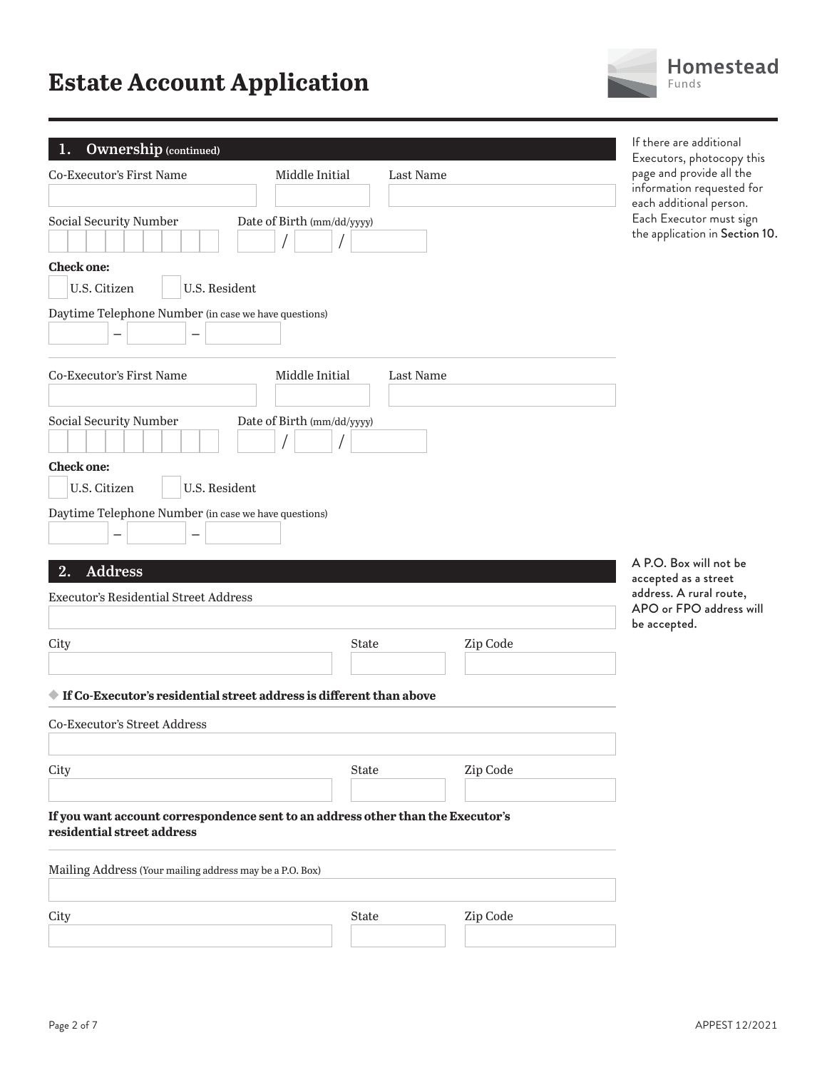# Estate Account Application

Homestead Funds

## 1. Ownership (continued)

*If there are additional Executors, photocopy this page and provide all the information requested for each additional person. Each Executor must sign the application in Section 10.*

Co-Executor's First Name | Middle Initial | Last Name

Social Security Number

Date of Birth (mm/dd/yyyy) \_\_ / \_\_ / \_\_\_\_

**Check one:**

- ☐ U.S. Citizen
- ☐ U.S. Resident

Daytime Telephone Number (in case we have questions) \_\_\_ – \_\_\_ – \_\_\_\_

---

Co-Executor's First Name | Middle Initial | Last Name

Social Security Number

Date of Birth (mm/dd/yyyy) \_\_ / \_\_ / \_\_\_\_

**Check one:**

- ☐ U.S. Citizen
- ☐ U.S. Resident

Daytime Telephone Number (in case we have questions) \_\_\_ – \_\_\_ – \_\_\_\_

## 2. Address

*A P.O. Box will not be accepted as a street address. A rural route, APO or FPO address will be accepted.*

Executor's Residential Street Address

City | State | Zip Code

**◆ If Co-Executor's residential street address is different than above**

Co-Executor's Street Address

City | State | Zip Code

**If you want account correspondence sent to an address other than the Executor's residential street address**

Mailing Address (Your mailing address may be a P.O. Box)

City | State | Zip Code

APPEST 12/2021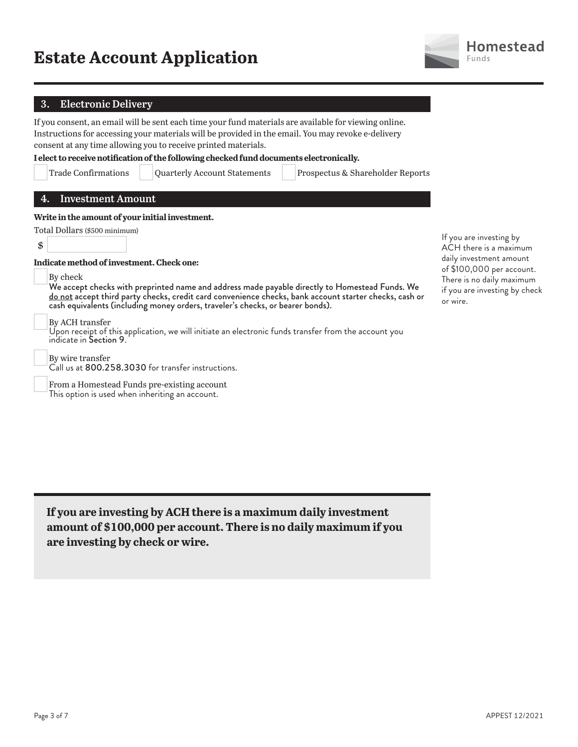# Estate Account Application

## 3. Electronic Delivery

If you consent, an email will be sent each time your fund materials are available for viewing online. Instructions for accessing your materials will be provided in the email. You may revoke e-delivery consent at any time allowing you to receive printed materials.

**I elect to receive notification of the following checked fund documents electronically.**

☐ Trade Confirmations ☐ Quarterly Account Statements ☐ Prospectus & Shareholder Reports

## 4. Investment Amount

**Write in the amount of your initial investment.**

Total Dollars ($500 minimum)

$ ______________

**Indicate method of investment. Check one:**

☐ By check
We accept checks with preprinted name and address made payable directly to Homestead Funds. We do not accept third party checks, credit card convenience checks, bank account starter checks, cash or cash equivalents (including money orders, traveler's checks, or bearer bonds).

☐ By ACH transfer
Upon receipt of this application, we will initiate an electronic funds transfer from the account you indicate in Section 9.

☐ By wire transfer
Call us at 800.258.3030 for transfer instructions.

☐ From a Homestead Funds pre-existing account
This option is used when inheriting an account.

If you are investing by ACH there is a maximum daily investment amount of $100,000 per account. There is no daily maximum if you are investing by check or wire.

**If you are investing by ACH there is a maximum daily investment amount of $100,000 per account. There is no daily maximum if you are investing by check or wire.**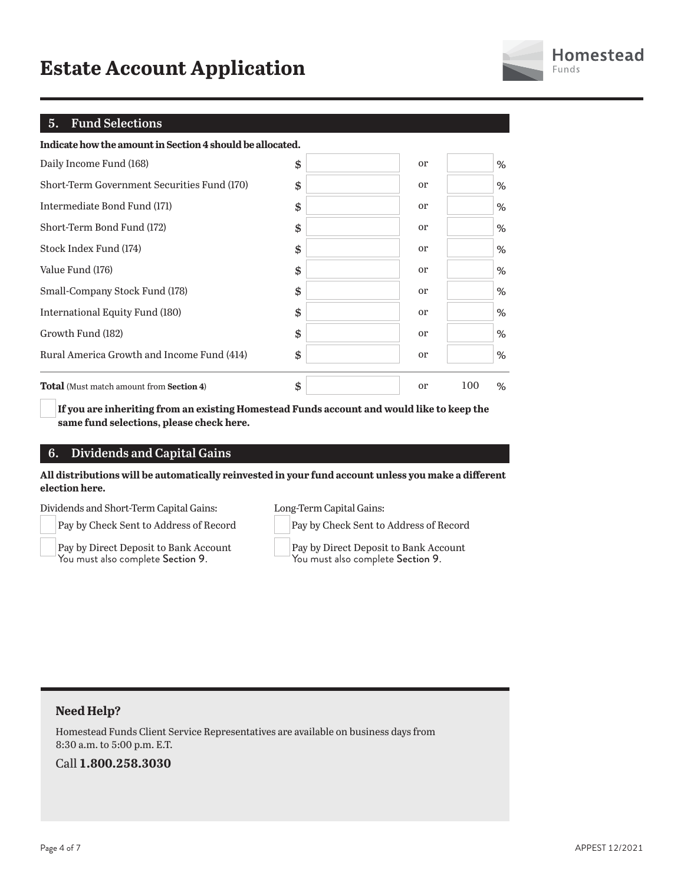# Estate Account Application

## 5. Fund Selections

**Indicate how the amount in Section 4 should be allocated.**

| Fund | $ | | % |
|---|---|---|---|
| Daily Income Fund (168) | $ | or | % |
| Short-Term Government Securities Fund (170) | $ | or | % |
| Intermediate Bond Fund (171) | $ | or | % |
| Short-Term Bond Fund (172) | $ | or | % |
| Stock Index Fund (174) | $ | or | % |
| Value Fund (176) | $ | or | % |
| Small-Company Stock Fund (178) | $ | or | % |
| International Equity Fund (180) | $ | or | % |
| Growth Fund (182) | $ | or | % |
| Rural America Growth and Income Fund (414) | $ | or | % |
| **Total** (Must match amount from **Section 4**) | $ | or | 100 % |

☐ **If you are inheriting from an existing Homestead Funds account and would like to keep the same fund selections, please check here.**

## 6. Dividends and Capital Gains

**All distributions will be automatically reinvested in your fund account unless you make a different election here.**

Dividends and Short-Term Capital Gains:

☐ Pay by Check Sent to Address of Record

☐ Pay by Direct Deposit to Bank Account
You must also complete Section 9.

Long-Term Capital Gains:

☐ Pay by Check Sent to Address of Record

☐ Pay by Direct Deposit to Bank Account
You must also complete Section 9.

### Need Help?

Homestead Funds Client Service Representatives are available on business days from 8:30 a.m. to 5:00 p.m. E.T.

Call **1.800.258.3030**

APPEST 12/2021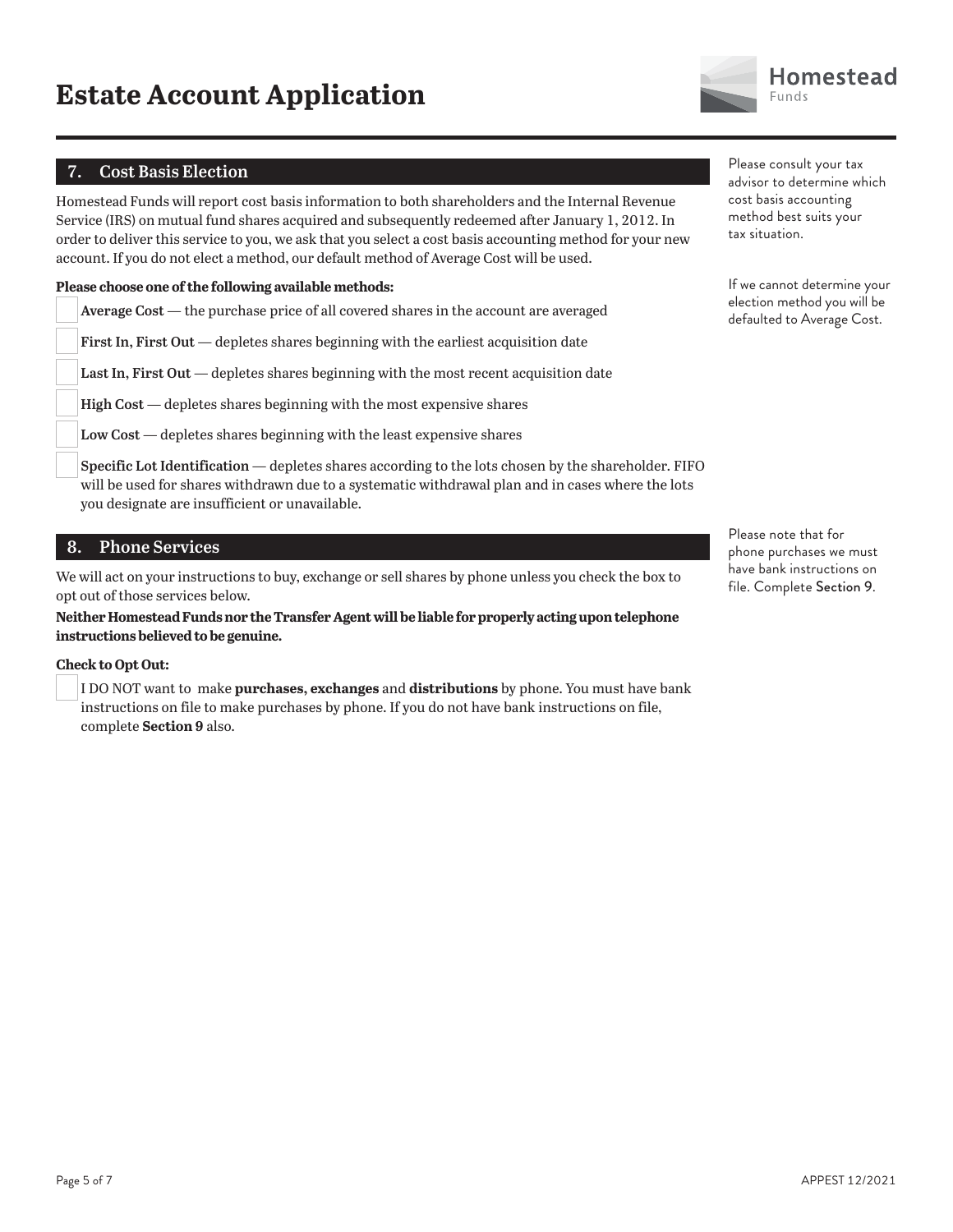# Estate Account Application

## 7. Cost Basis Election

Homestead Funds will report cost basis information to both shareholders and the Internal Revenue Service (IRS) on mutual fund shares acquired and subsequently redeemed after January 1, 2012. In order to deliver this service to you, we ask that you select a cost basis accounting method for your new account. If you do not elect a method, our default method of Average Cost will be used.

Please consult your tax advisor to determine which cost basis accounting method best suits your tax situation.

If we cannot determine your election method you will be defaulted to Average Cost.

**Please choose one of the following available methods:**

- ☐ **Average Cost** — the purchase price of all covered shares in the account are averaged
- ☐ **First In, First Out** — depletes shares beginning with the earliest acquisition date
- ☐ **Last In, First Out** — depletes shares beginning with the most recent acquisition date
- ☐ **High Cost** — depletes shares beginning with the most expensive shares
- ☐ **Low Cost** — depletes shares beginning with the least expensive shares
- ☐ **Specific Lot Identification** — depletes shares according to the lots chosen by the shareholder. FIFO will be used for shares withdrawn due to a systematic withdrawal plan and in cases where the lots you designate are insufficient or unavailable.

## 8. Phone Services

We will act on your instructions to buy, exchange or sell shares by phone unless you check the box to opt out of those services below.

**Neither Homestead Funds nor the Transfer Agent will be liable for properly acting upon telephone instructions believed to be genuine.**

Please note that for phone purchases we must have bank instructions on file. Complete Section 9.

**Check to Opt Out:**

- ☐ I DO NOT want to make **purchases, exchanges** and **distributions** by phone. You must have bank instructions on file to make purchases by phone. If you do not have bank instructions on file, complete **Section 9** also.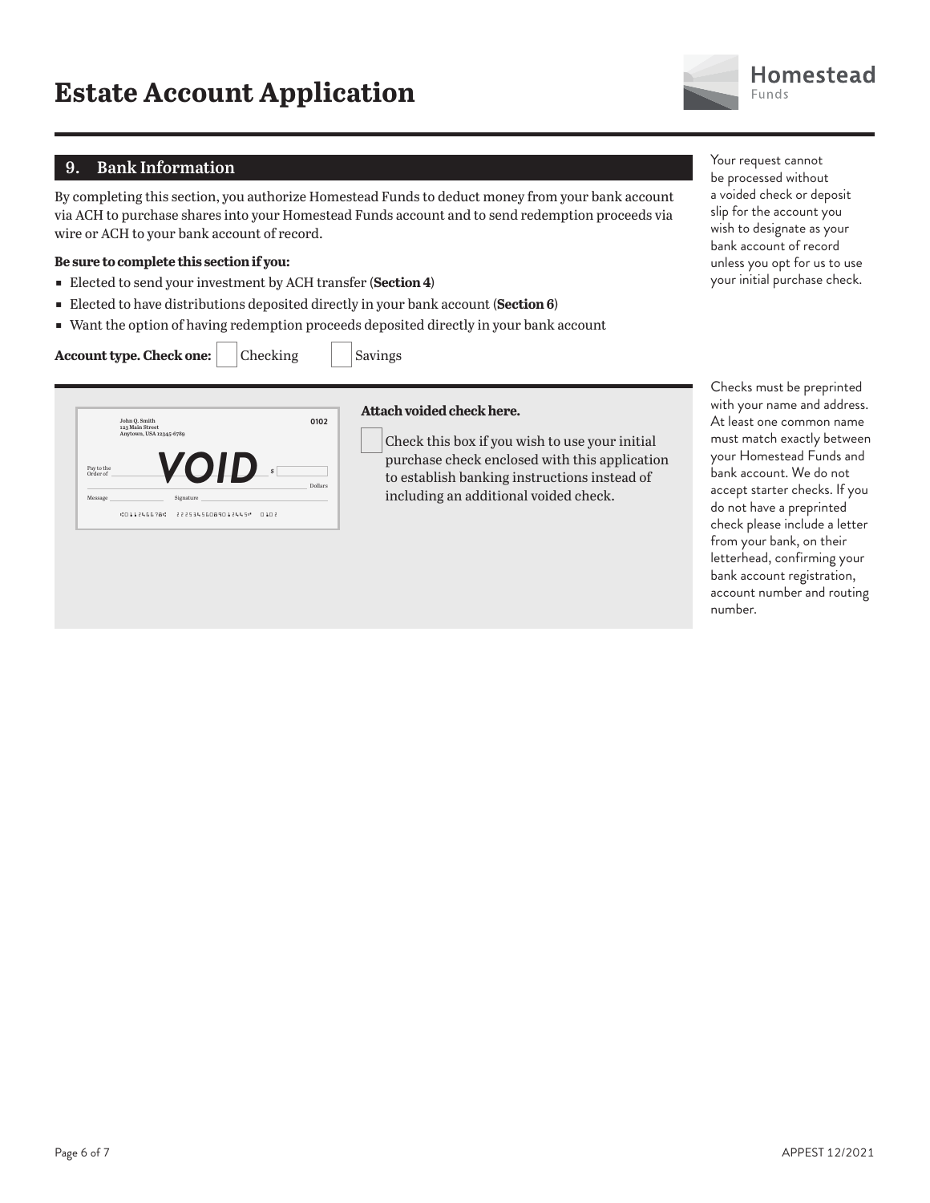# Estate Account Application

## 9. Bank Information

By completing this section, you authorize Homestead Funds to deduct money from your bank account via ACH to purchase shares into your Homestead Funds account and to send redemption proceeds via wire or ACH to your bank account of record.

**Be sure to complete this section if you:**

- Elected to send your investment by ACH transfer (**Section 4**)
- Elected to have distributions deposited directly in your bank account (**Section 6**)
- Want the option of having redemption proceeds deposited directly in your bank account

**Account type. Check one:** ☐ Checking ☐ Savings

Your request cannot be processed without a voided check or deposit slip for the account you wish to designate as your bank account of record unless you opt for us to use your initial purchase check.

**Attach voided check here.**

☐ Check this box if you wish to use your initial purchase check enclosed with this application to establish banking instructions instead of including an additional voided check.

Checks must be preprinted with your name and address. At least one common name must match exactly between your Homestead Funds and bank account. We do not accept starter checks. If you do not have a preprinted check please include a letter from your bank, on their letterhead, confirming your bank account registration, account number and routing number.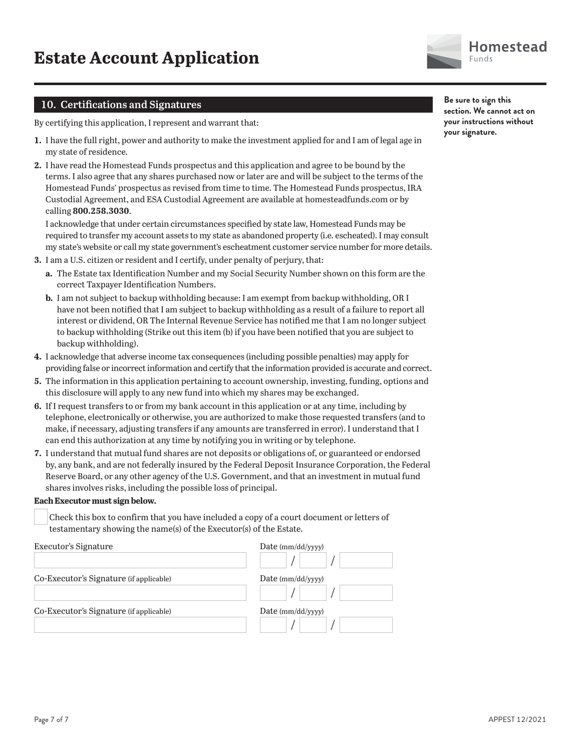# Estate Account Application

Homestead Funds

## 10. Certifications and Signatures

**Be sure to sign this section. We cannot act on your instructions without your signature.**

By certifying this application, I represent and warrant that:

1. I have the full right, power and authority to make the investment applied for and I am of legal age in my state of residence.
2. I have read the Homestead Funds prospectus and this application and agree to be bound by the terms. I also agree that any shares purchased now or later are and will be subject to the terms of the Homestead Funds' prospectus as revised from time to time. The Homestead Funds prospectus, IRA Custodial Agreement, and ESA Custodial Agreement are available at homesteadfunds.com or by calling **800.258.3030**.

   I acknowledge that under certain circumstances specified by state law, Homestead Funds may be required to transfer my account assets to my state as abandoned property (i.e. escheated). I may consult my state's website or call my state government's escheatment customer service number for more details.
3. I am a U.S. citizen or resident and I certify, under penalty of perjury, that:
   - **a.** The Estate tax Identification Number and my Social Security Number shown on this form are the correct Taxpayer Identification Numbers.
   - **b.** I am not subject to backup withholding because: I am exempt from backup withholding, OR I have not been notified that I am subject to backup withholding as a result of a failure to report all interest or dividend, OR The Internal Revenue Service has notified me that I am no longer subject to backup withholding (Strike out this item (b) if you have been notified that you are subject to backup withholding).
4. I acknowledge that adverse income tax consequences (including possible penalties) may apply for providing false or incorrect information and certify that the information provided is accurate and correct.
5. The information in this application pertaining to account ownership, investing, funding, options and this disclosure will apply to any new fund into which my shares may be exchanged.
6. If I request transfers to or from my bank account in this application or at any time, including by telephone, electronically or otherwise, you are authorized to make those requested transfers (and to make, if necessary, adjusting transfers if any amounts are transferred in error). I understand that I can end this authorization at any time by notifying you in writing or by telephone.
7. I understand that mutual fund shares are not deposits or obligations of, or guaranteed or endorsed by, any bank, and are not federally insured by the Federal Deposit Insurance Corporation, the Federal Reserve Board, or any other agency of the U.S. Government, and that an investment in mutual fund shares involves risks, including the possible loss of principal.

**Each Executor must sign below.**

☐ Check this box to confirm that you have included a copy of a court document or letters of testamentary showing the name(s) of the Executor(s) of the Estate.

Executor's Signature ______________________ Date (mm/dd/yyyy) ____ / ____ / ________

Co-Executor's Signature (if applicable) ______________________ Date (mm/dd/yyyy) ____ / ____ / ________

Co-Executor's Signature (if applicable) ______________________ Date (mm/dd/yyyy) ____ / ____ / ________

APPEST 12/2021